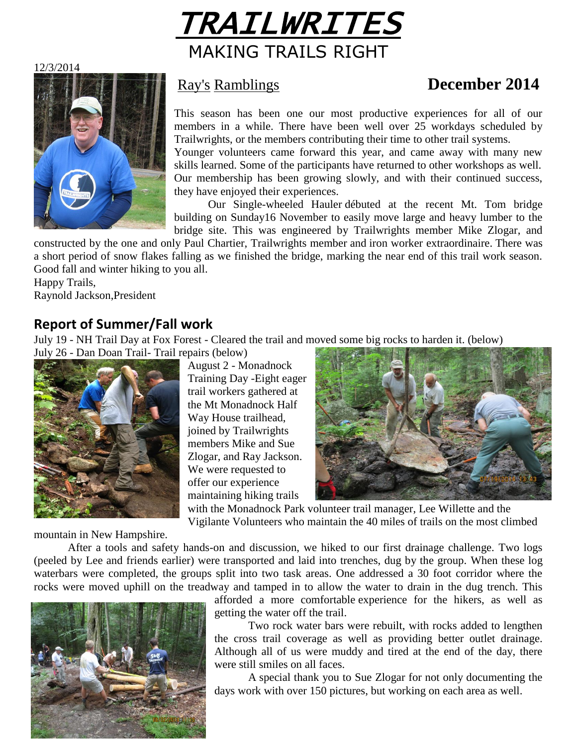# TRAILWRITES

MAKING TRAILS RIGHT

12/3/2014

## Ray's Ramblings

**December 2014**

This season has been one our most productive experiences for all of our members in a while. There have been well over 25 workdays scheduled by Trailwrights, or the members contributing their time to other trail systems.

Younger volunteers came forward this year, and came away with many new skills learned. Some of the participants have returned to other workshops as well. Our membership has been growing slowly, and with their continued success, they have enjoyed their experiences.

Our Single-wheeled Hauler débuted at the recent Mt. Tom bridge building on Sunday16 November to easily move large and heavy lumber to the bridge site. This was engineered by Trailwrights member Mike Zlogar, and constructed by the one and only Paul Chartier, Trailwrights member and iron worker extraordinaire. There was a short period of snow flakes falling as we finished the bridge, marking the near end of this trail work season. Good fall and winter hiking to you all.

Happy Trails,

Raynold Jackson,President

## Report of Summer/Fall work

July 19 - NH Trail Day at Fox Forest - Cleared the trail and moved some big rocks to harden it. (below)

July 26 - Dan Doan Trail- Trail repairs (below)

August 2 - Monadnock Training Day -Eight eager trail workers gathered at the Mt Monadnock Half Way House trailhead, joined by Trailwrights members Mike and Sue Zlogar, and Ray Jackson. We were requested to offer our experience maintaining hiking trails with the Monadnock Park volunteer trail manager, Lee Willette and the Vigilante Volunteers who maintain the 40 miles of trails on the most climbed mountain in New Hampshire.

After a tools and safety hands-on and discussion, we hiked to our first drainage challenge. Two logs (peeled by Lee and friends earlier) were transported and laid into trenches, dug by the group. When these log waterbars were completed, the groups split into two task areas. One addressed a 30 foot corridor where the rocks were moved uphill on the treadway and tamped in to allow the water to drain in the dug trench. This afforded a more comfortable experience for the hikers, as well as getting the water off the trail.

Two rock water bars were rebuilt, with rocks added to lengthen the cross trail coverage as well as providing better outlet drainage. Although all of us were muddy and tired at the end of the day, there were still smiles on all faces.

A special thank you to Sue Zlogar for not only documenting the days work with over 150 pictures, but working on each area as well.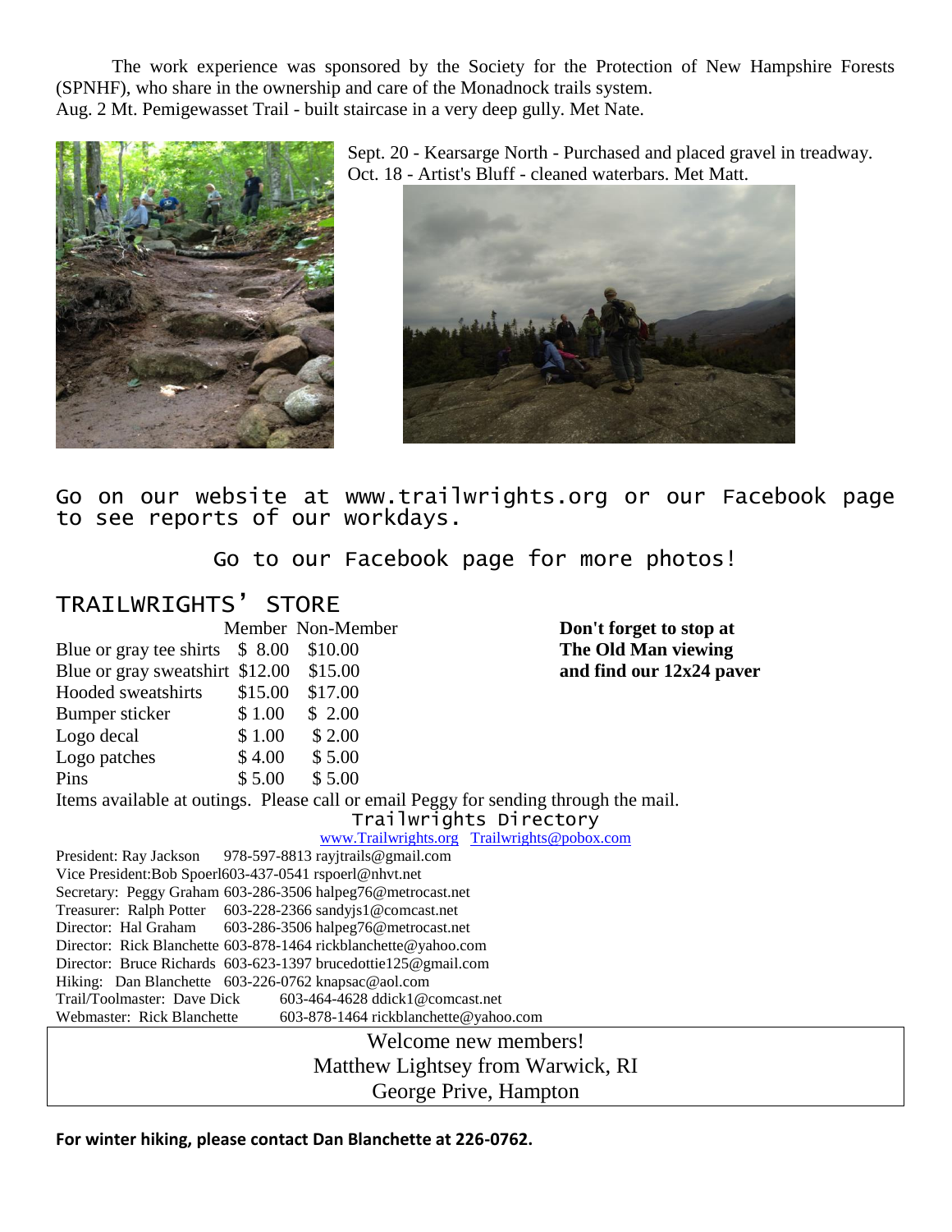The work experience was sponsored by the Society for the Protection of New Hampshire Forests (SPNHF), who share in the ownership and care of the Monadnock trails system.

Aug. 2 Mt. Pemigewasset Trail - built staircase in a very deep gully. Met Nate.

Sept. 20 - Kearsarge North - Purchased and placed gravel in treadway.

Oct. 18 - Artist's Bluff - cleaned waterbars. Met Matt.

Go on our website at www.trailwrights.org or our Facebook page to see reports of our workdays.

Go to our Facebook page for more photos!

## TRAILWRIGHTS' STORE

| | Member | Non-Member |
|---|---|---|
| Blue or gray tee shirts | $ 8.00 | $10.00 |
| Blue or gray sweatshirt | $12.00 | $15.00 |
| Hooded sweatshirts | $15.00 | $17.00 |
| Bumper sticker | $ 1.00 | $ 2.00 |
| Logo decal | $ 1.00 | $ 2.00 |
| Logo patches | $ 4.00 | $ 5.00 |
| Pins | $ 5.00 | $ 5.00 |

**Don't forget to stop at The Old Man viewing and find our 12x24 paver**

Items available at outings. Please call or email Peggy for sending through the mail.

## Trailwrights Directory

www.Trailwrights.org Trailwrights@pobox.com

President: Ray Jackson 978-597-8813 rayjtrails@gmail.com
Vice President: Bob Spoerl 603-437-0541 rspoerl@nhvt.net
Secretary: Peggy Graham 603-286-3506 halpeg76@metrocast.net
Treasurer: Ralph Potter 603-228-2366 sandyjs1@comcast.net
Director: Hal Graham 603-286-3506 halpeg76@metrocast.net
Director: Rick Blanchette 603-878-1464 rickblanchette@yahoo.com
Director: Bruce Richards 603-623-1397 brucedottie125@gmail.com
Hiking: Dan Blanchette 603-226-0762 knapsac@aol.com
Trail/Toolmaster: Dave Dick 603-464-4628 ddick1@comcast.net
Webmaster: Rick Blanchette 603-878-1464 rickblanchette@yahoo.com

Welcome new members!
Matthew Lightsey from Warwick, RI
George Prive, Hampton

**For winter hiking, please contact Dan Blanchette at 226-0762.**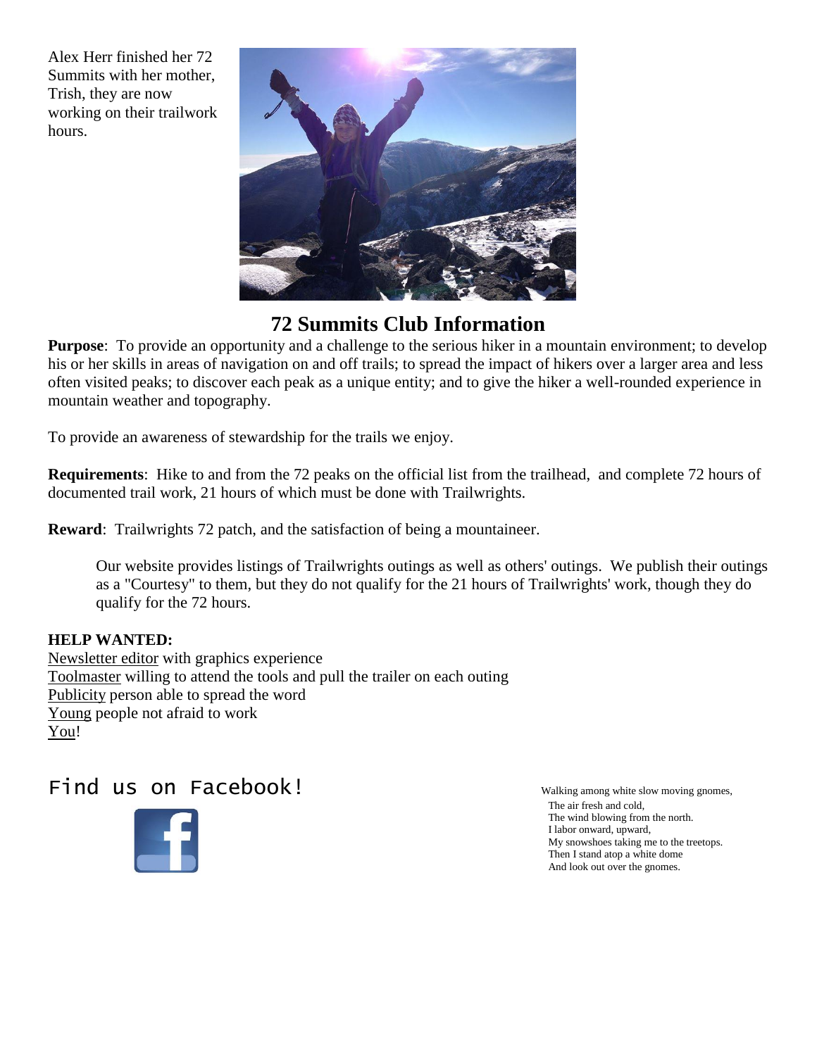Alex Herr finished her 72 Summits with her mother, Trish, they are now working on their trailwork hours.

## 72 Summits Club Information

**Purpose**: To provide an opportunity and a challenge to the serious hiker in a mountain environment; to develop his or her skills in areas of navigation on and off trails; to spread the impact of hikers over a larger area and less often visited peaks; to discover each peak as a unique entity; and to give the hiker a well-rounded experience in mountain weather and topography.

To provide an awareness of stewardship for the trails we enjoy.

**Requirements**: Hike to and from the 72 peaks on the official list from the trailhead, and complete 72 hours of documented trail work, 21 hours of which must be done with Trailwrights.

**Reward**: Trailwrights 72 patch, and the satisfaction of being a mountaineer.

> Our website provides listings of Trailwrights outings as well as others' outings. We publish their outings as a "Courtesy" to them, but they do not qualify for the 21 hours of Trailwrights' work, though they do qualify for the 72 hours.

**HELP WANTED:**

Newsletter editor with graphics experience
Toolmaster willing to attend the tools and pull the trailer on each outing
Publicity person able to spread the word
Young people not afraid to work
You!

## Find us on Facebook!

Walking among white slow moving gnomes,
The air fresh and cold,
The wind blowing from the north.
I labor onward, upward,
My snowshoes taking me to the treetops.
Then I stand atop a white dome
And look out over the gnomes.